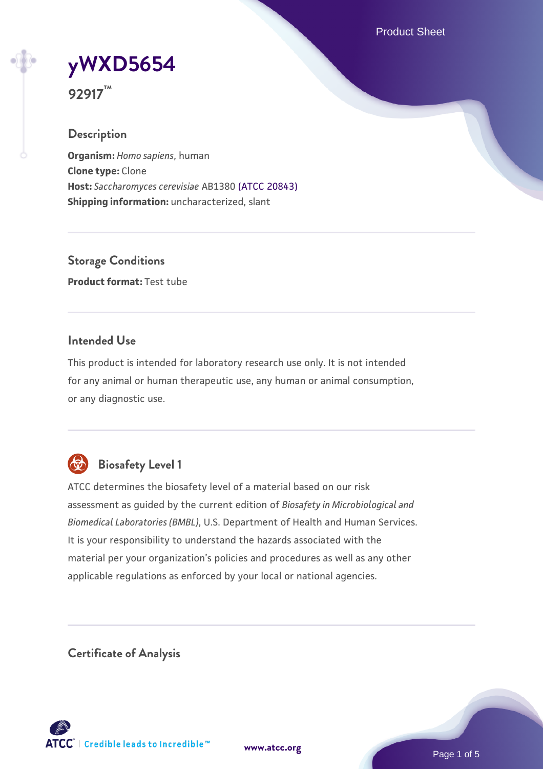# yWXD5654

**92917™**

## Description

**Organism:** *Homo sapiens*, human
**Clone type:** Clone
**Host:** *Saccharomyces cerevisiae* AB1380 (ATCC 20843)
**Shipping information:** uncharacterized, slant

## Storage Conditions

**Product format:** Test tube

## Intended Use

This product is intended for laboratory research use only. It is not intended for any animal or human therapeutic use, any human or animal consumption, or any diagnostic use.

## Biosafety Level 1

ATCC determines the biosafety level of a material based on our risk assessment as guided by the current edition of *Biosafety in Microbiological and Biomedical Laboratories (BMBL)*, U.S. Department of Health and Human Services. It is your responsibility to understand the hazards associated with the material per your organization's policies and procedures as well as any other applicable regulations as enforced by your local or national agencies.

## Certificate of Analysis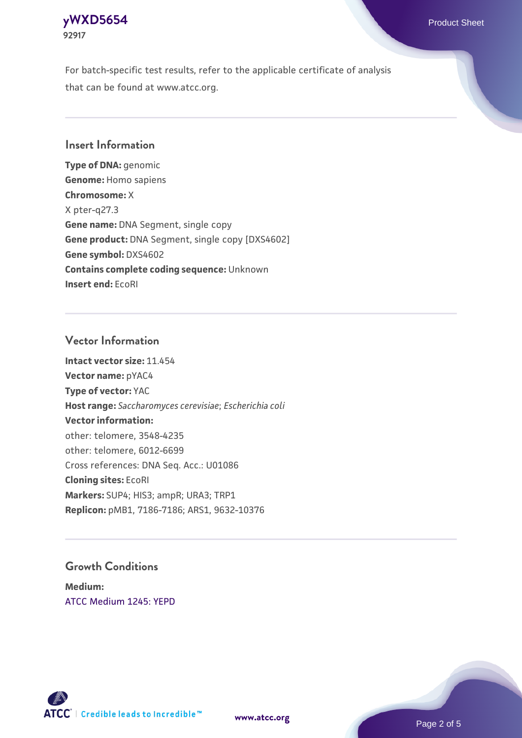For batch-specific test results, refer to the applicable certificate of analysis that can be found at www.atcc.org.

## Insert Information

**Type of DNA:** genomic
**Genome:** Homo sapiens
**Chromosome:** X
X pter-q27.3
**Gene name:** DNA Segment, single copy
**Gene product:** DNA Segment, single copy [DXS4602]
**Gene symbol:** DXS4602
**Contains complete coding sequence:** Unknown
**Insert end:** EcoRI

## Vector Information

**Intact vector size:** 11.454
**Vector name:** pYAC4
**Type of vector:** YAC
**Host range:** *Saccharomyces cerevisiae*; *Escherichia coli*
**Vector information:**
other: telomere, 3548-4235
other: telomere, 6012-6699
Cross references: DNA Seq. Acc.: U01086
**Cloning sites:** EcoRI
**Markers:** SUP4; HIS3; ampR; URA3; TRP1
**Replicon:** pMB1, 7186-7186; ARS1, 9632-10376

## Growth Conditions

**Medium:**
ATCC Medium 1245: YEPD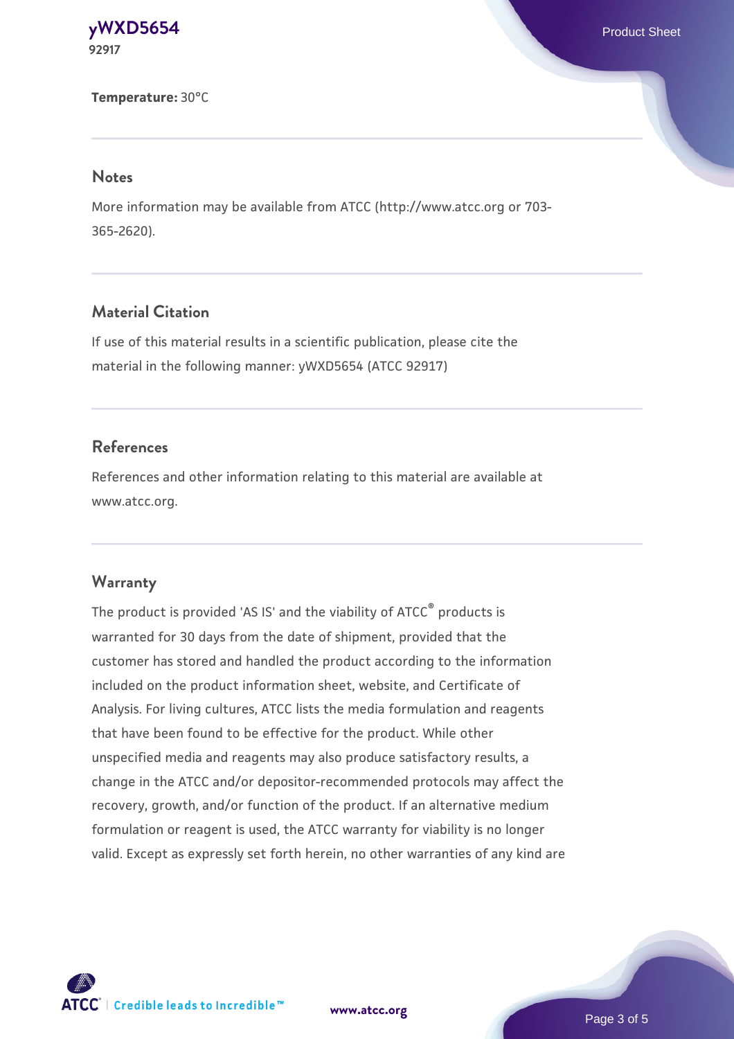**Temperature:** 30°C

## Notes

More information may be available from ATCC (http://www.atcc.org or 703-365-2620).

## Material Citation

If use of this material results in a scientific publication, please cite the material in the following manner: yWXD5654 (ATCC 92917)

## References

References and other information relating to this material are available at www.atcc.org.

## Warranty

The product is provided 'AS IS' and the viability of ATCC® products is warranted for 30 days from the date of shipment, provided that the customer has stored and handled the product according to the information included on the product information sheet, website, and Certificate of Analysis. For living cultures, ATCC lists the media formulation and reagents that have been found to be effective for the product. While other unspecified media and reagents may also produce satisfactory results, a change in the ATCC and/or depositor-recommended protocols may affect the recovery, growth, and/or function of the product. If an alternative medium formulation or reagent is used, the ATCC warranty for viability is no longer valid. Except as expressly set forth herein, no other warranties of any kind are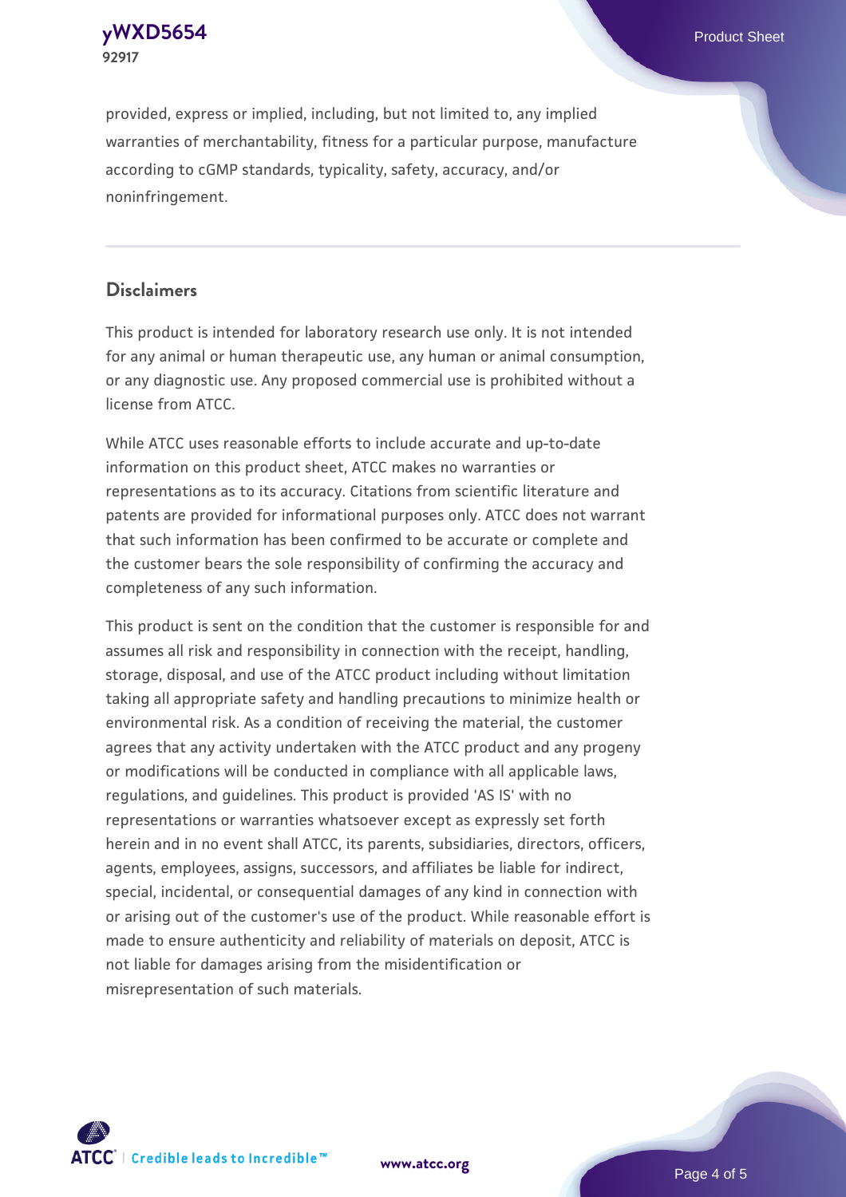provided, express or implied, including, but not limited to, any implied warranties of merchantability, fitness for a particular purpose, manufacture according to cGMP standards, typicality, safety, accuracy, and/or noninfringement.

## Disclaimers

This product is intended for laboratory research use only. It is not intended for any animal or human therapeutic use, any human or animal consumption, or any diagnostic use. Any proposed commercial use is prohibited without a license from ATCC.

While ATCC uses reasonable efforts to include accurate and up-to-date information on this product sheet, ATCC makes no warranties or representations as to its accuracy. Citations from scientific literature and patents are provided for informational purposes only. ATCC does not warrant that such information has been confirmed to be accurate or complete and the customer bears the sole responsibility of confirming the accuracy and completeness of any such information.

This product is sent on the condition that the customer is responsible for and assumes all risk and responsibility in connection with the receipt, handling, storage, disposal, and use of the ATCC product including without limitation taking all appropriate safety and handling precautions to minimize health or environmental risk. As a condition of receiving the material, the customer agrees that any activity undertaken with the ATCC product and any progeny or modifications will be conducted in compliance with all applicable laws, regulations, and guidelines. This product is provided 'AS IS' with no representations or warranties whatsoever except as expressly set forth herein and in no event shall ATCC, its parents, subsidiaries, directors, officers, agents, employees, assigns, successors, and affiliates be liable for indirect, special, incidental, or consequential damages of any kind in connection with or arising out of the customer's use of the product. While reasonable effort is made to ensure authenticity and reliability of materials on deposit, ATCC is not liable for damages arising from the misidentification or misrepresentation of such materials.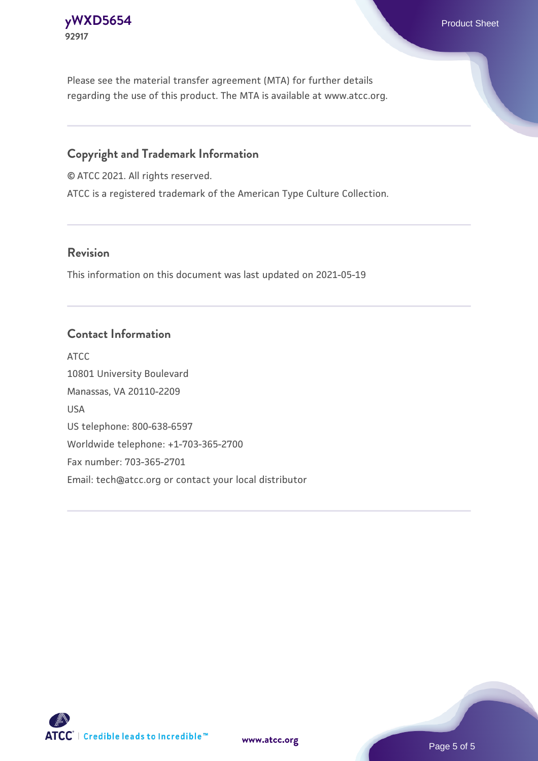Please see the material transfer agreement (MTA) for further details regarding the use of this product. The MTA is available at www.atcc.org.

## Copyright and Trademark Information

© ATCC 2021. All rights reserved.

ATCC is a registered trademark of the American Type Culture Collection.

## Revision

This information on this document was last updated on 2021-05-19

## Contact Information

ATCC
10801 University Boulevard
Manassas, VA 20110-2209
USA
US telephone: 800-638-6597
Worldwide telephone: +1-703-365-2700
Fax number: 703-365-2701
Email: tech@atcc.org or contact your local distributor